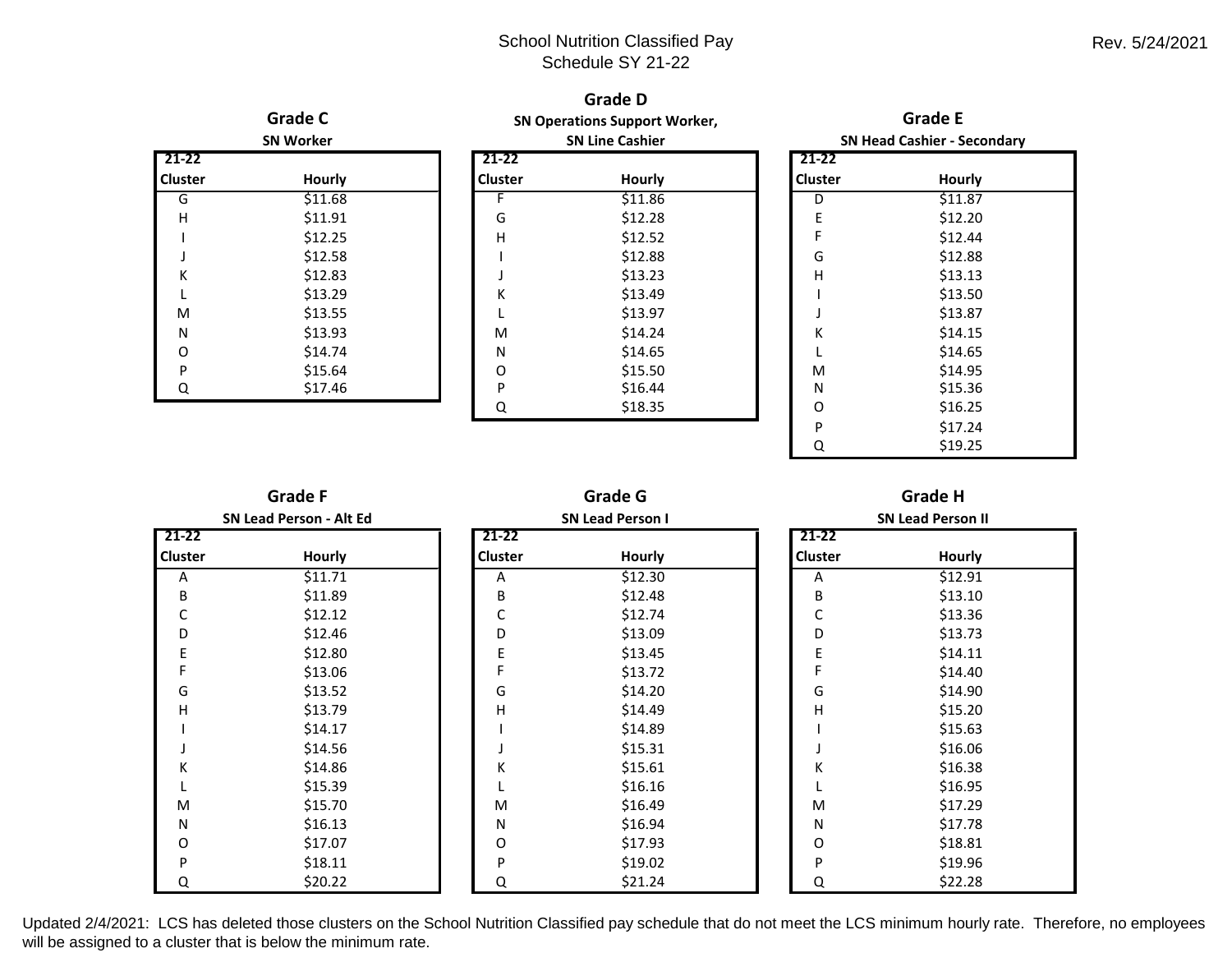# School Nutrition Classified Pay Schedule SY 21-22

Rev. 5/24/2021

### Grade C
**SN Worker**

| 21-22 Cluster | Hourly |
|---|---|
| G | $11.68 |
| H | $11.91 |
| I | $12.25 |
| J | $12.58 |
| K | $12.83 |
| L | $13.29 |
| M | $13.55 |
| N | $13.93 |
| O | $14.74 |
| P | $15.64 |
| Q | $17.46 |

### Grade D
**SN Operations Support Worker, SN Line Cashier**

| 21-22 Cluster | Hourly |
|---|---|
| F | $11.86 |
| G | $12.28 |
| H | $12.52 |
| I | $12.88 |
| J | $13.23 |
| K | $13.49 |
| L | $13.97 |
| M | $14.24 |
| N | $14.65 |
| O | $15.50 |
| P | $16.44 |
| Q | $18.35 |

### Grade E
**SN Head Cashier - Secondary**

| 21-22 Cluster | Hourly |
|---|---|
| D | $11.87 |
| E | $12.20 |
| F | $12.44 |
| G | $12.88 |
| H | $13.13 |
| I | $13.50 |
| J | $13.87 |
| K | $14.15 |
| L | $14.65 |
| M | $14.95 |
| N | $15.36 |
| O | $16.25 |
| P | $17.24 |
| Q | $19.25 |

### Grade F
**SN Lead Person - Alt Ed**

| 21-22 Cluster | Hourly |
|---|---|
| A | $11.71 |
| B | $11.89 |
| C | $12.12 |
| D | $12.46 |
| E | $12.80 |
| F | $13.06 |
| G | $13.52 |
| H | $13.79 |
| I | $14.17 |
| J | $14.56 |
| K | $14.86 |
| L | $15.39 |
| M | $15.70 |
| N | $16.13 |
| O | $17.07 |
| P | $18.11 |
| Q | $20.22 |

### Grade G
**SN Lead Person I**

| 21-22 Cluster | Hourly |
|---|---|
| A | $12.30 |
| B | $12.48 |
| C | $12.74 |
| D | $13.09 |
| E | $13.45 |
| F | $13.72 |
| G | $14.20 |
| H | $14.49 |
| I | $14.89 |
| J | $15.31 |
| K | $15.61 |
| L | $16.16 |
| M | $16.49 |
| N | $16.94 |
| O | $17.93 |
| P | $19.02 |
| Q | $21.24 |

### Grade H
**SN Lead Person II**

| 21-22 Cluster | Hourly |
|---|---|
| A | $12.91 |
| B | $13.10 |
| C | $13.36 |
| D | $13.73 |
| E | $14.11 |
| F | $14.40 |
| G | $14.90 |
| H | $15.20 |
| I | $15.63 |
| J | $16.06 |
| K | $16.38 |
| L | $16.95 |
| M | $17.29 |
| N | $17.78 |
| O | $18.81 |
| P | $19.96 |
| Q | $22.28 |

Updated 2/4/2021: LCS has deleted those clusters on the School Nutrition Classified pay schedule that do not meet the LCS minimum hourly rate. Therefore, no employees will be assigned to a cluster that is below the minimum rate.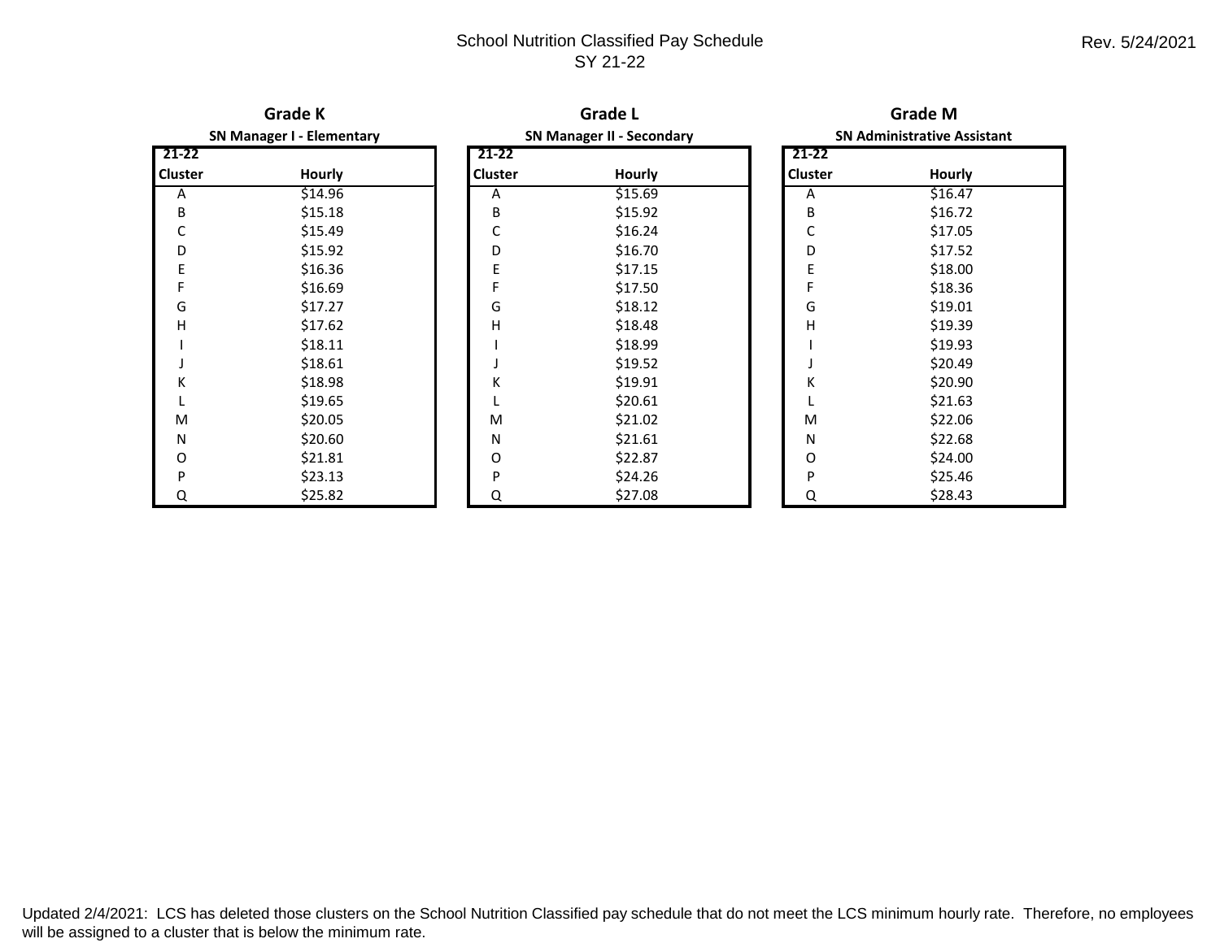# School Nutrition Classified Pay Schedule
## SY 21-22

Rev. 5/24/2021

### Grade K
**SN Manager I - Elementary**

| 21-22 Cluster | Hourly |
|---|---|
| A | $14.96 |
| B | $15.18 |
| C | $15.49 |
| D | $15.92 |
| E | $16.36 |
| F | $16.69 |
| G | $17.27 |
| H | $17.62 |
| I | $18.11 |
| J | $18.61 |
| K | $18.98 |
| L | $19.65 |
| M | $20.05 |
| N | $20.60 |
| O | $21.81 |
| P | $23.13 |
| Q | $25.82 |

### Grade L
**SN Manager II - Secondary**

| 21-22 Cluster | Hourly |
|---|---|
| A | $15.69 |
| B | $15.92 |
| C | $16.24 |
| D | $16.70 |
| E | $17.15 |
| F | $17.50 |
| G | $18.12 |
| H | $18.48 |
| I | $18.99 |
| J | $19.52 |
| K | $19.91 |
| L | $20.61 |
| M | $21.02 |
| N | $21.61 |
| O | $22.87 |
| P | $24.26 |
| Q | $27.08 |

### Grade M
**SN Administrative Assistant**

| 21-22 Cluster | Hourly |
|---|---|
| A | $16.47 |
| B | $16.72 |
| C | $17.05 |
| D | $17.52 |
| E | $18.00 |
| F | $18.36 |
| G | $19.01 |
| H | $19.39 |
| I | $19.93 |
| J | $20.49 |
| K | $20.90 |
| L | $21.63 |
| M | $22.06 |
| N | $22.68 |
| O | $24.00 |
| P | $25.46 |
| Q | $28.43 |

Updated 2/4/2021: LCS has deleted those clusters on the School Nutrition Classified pay schedule that do not meet the LCS minimum hourly rate. Therefore, no employees will be assigned to a cluster that is below the minimum rate.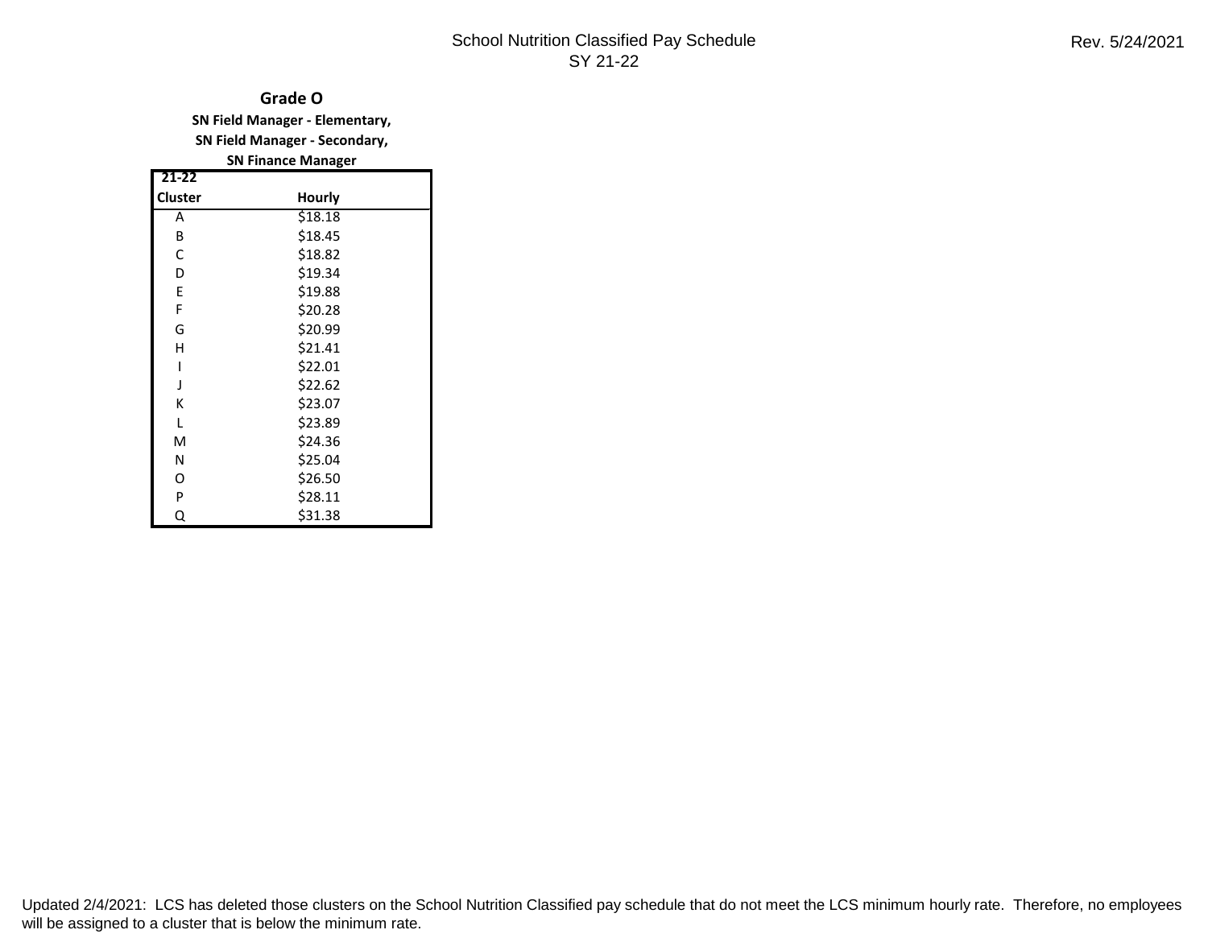School Nutrition Classified Pay Schedule
SY 21-22

Rev. 5/24/2021

## Grade O

**SN Field Manager - Elementary,**
**SN Field Manager - Secondary,**
**SN Finance Manager**

| 21-22 Cluster | Hourly |
|---|---|
| A | $18.18 |
| B | $18.45 |
| C | $18.82 |
| D | $19.34 |
| E | $19.88 |
| F | $20.28 |
| G | $20.99 |
| H | $21.41 |
| I | $22.01 |
| J | $22.62 |
| K | $23.07 |
| L | $23.89 |
| M | $24.36 |
| N | $25.04 |
| O | $26.50 |
| P | $28.11 |
| Q | $31.38 |

Updated 2/4/2021: LCS has deleted those clusters on the School Nutrition Classified pay schedule that do not meet the LCS minimum hourly rate. Therefore, no employees will be assigned to a cluster that is below the minimum rate.